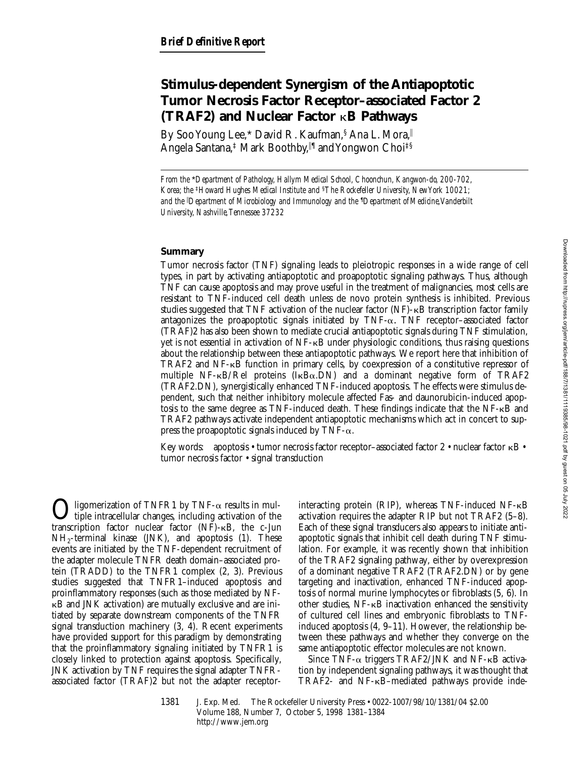**Brief Definitive Report**

# Stimulus-dependent Synergism of the Antiapoptotic Tumor Necrosis Factor Receptor–associated Factor 2 (TRAF2) and Nuclear Factor κB Pathways

By Soo Young Lee,* David R. Kaufman,[§] Ana L. Mora,[‖] Angela Santana,[‡] Mark Boothby,[‖¶] and Yongwon Choi[‡§]

*From the \*Department of Pathology, Hallym Medical School, Choonchun, Kangwon-do, 200-702, Korea; the ‡Howard Hughes Medical Institute and §The Rockefeller University, New York 10021; and the ‖Department of Microbiology and Immunology and the ¶Department of Medicine, Vanderbilt University, Nashville, Tennessee 37232*

## Summary

Tumor necrosis factor (TNF) signaling leads to pleiotropic responses in a wide range of cell types, in part by activating antiapoptotic and proapoptotic signaling pathways. Thus, although TNF can cause apoptosis and may prove useful in the treatment of malignancies, most cells are resistant to TNF-induced cell death unless de novo protein synthesis is inhibited. Previous studies suggested that TNF activation of the nuclear factor (NF)-κB transcription factor family antagonizes the proapoptotic signals initiated by TNF-α. TNF receptor–associated factor (TRAF)2 has also been shown to mediate crucial antiapoptotic signals during TNF stimulation, yet is not essential in activation of NF-κB under physiologic conditions, thus raising questions about the relationship between these antiapoptotic pathways. We report here that inhibition of TRAF2 and NF-κB function in primary cells, by coexpression of a constitutive repressor of multiple NF-κB/Rel proteins (IκBα.DN) and a dominant negative form of TRAF2 (TRAF2.DN), synergistically enhanced TNF-induced apoptosis. The effects were stimulus dependent, such that neither inhibitory molecule affected Fas- and daunorubicin-induced apoptosis to the same degree as TNF-induced death. These findings indicate that the NF-κB and TRAF2 pathways activate independent antiapoptotic mechanisms which act in concert to suppress the proapoptotic signals induced by TNF-α.

Key words: apoptosis • tumor necrosis factor receptor–associated factor 2 • nuclear factor κB • tumor necrosis factor • signal transduction

Oligomerization of TNFR1 by TNF-α results in multiple intracellular changes, including activation of the transcription factor nuclear factor (NF)-κB, the c-Jun $NH_2$-terminal kinase (JNK), and apoptosis (1). These events are initiated by the TNF-dependent recruitment of the adapter molecule TNFR death domain–associated protein (TRADD) to the TNFR1 complex (2, 3). Previous studies suggested that TNFR1–induced apoptosis and proinflammatory responses (such as those mediated by NF-κB and JNK activation) are mutually exclusive and are initiated by separate downstream components of the TNFR signal transduction machinery (3, 4). Recent experiments have provided support for this paradigm by demonstrating that the proinflammatory signaling initiated by TNFR1 is closely linked to protection against apoptosis. Specifically, JNK activation by TNF requires the signal adapter TNFR-associated factor (TRAF)2 but not the adapter receptor-interacting protein (RIP), whereas TNF-induced NF-κB activation requires the adapter RIP but not TRAF2 (5–8). Each of these signal transducers also appears to initiate antiapoptotic signals that inhibit cell death during TNF stimulation. For example, it was recently shown that inhibition of the TRAF2 signaling pathway, either by overexpression of a dominant negative TRAF2 (TRAF2.DN) or by gene targeting and inactivation, enhanced TNF-induced apoptosis of normal murine lymphocytes or fibroblasts (5, 6). In other studies, NF-κB inactivation enhanced the sensitivity of cultured cell lines and embryonic fibroblasts to TNF-induced apoptosis (4, 9–11). However, the relationship between these pathways and whether they converge on the same antiapoptotic effector molecules are not known.

Since TNF-α triggers TRAF2/JNK and NF-κB activation by independent signaling pathways, it was thought that TRAF2- and NF-κB–mediated pathways provide inde-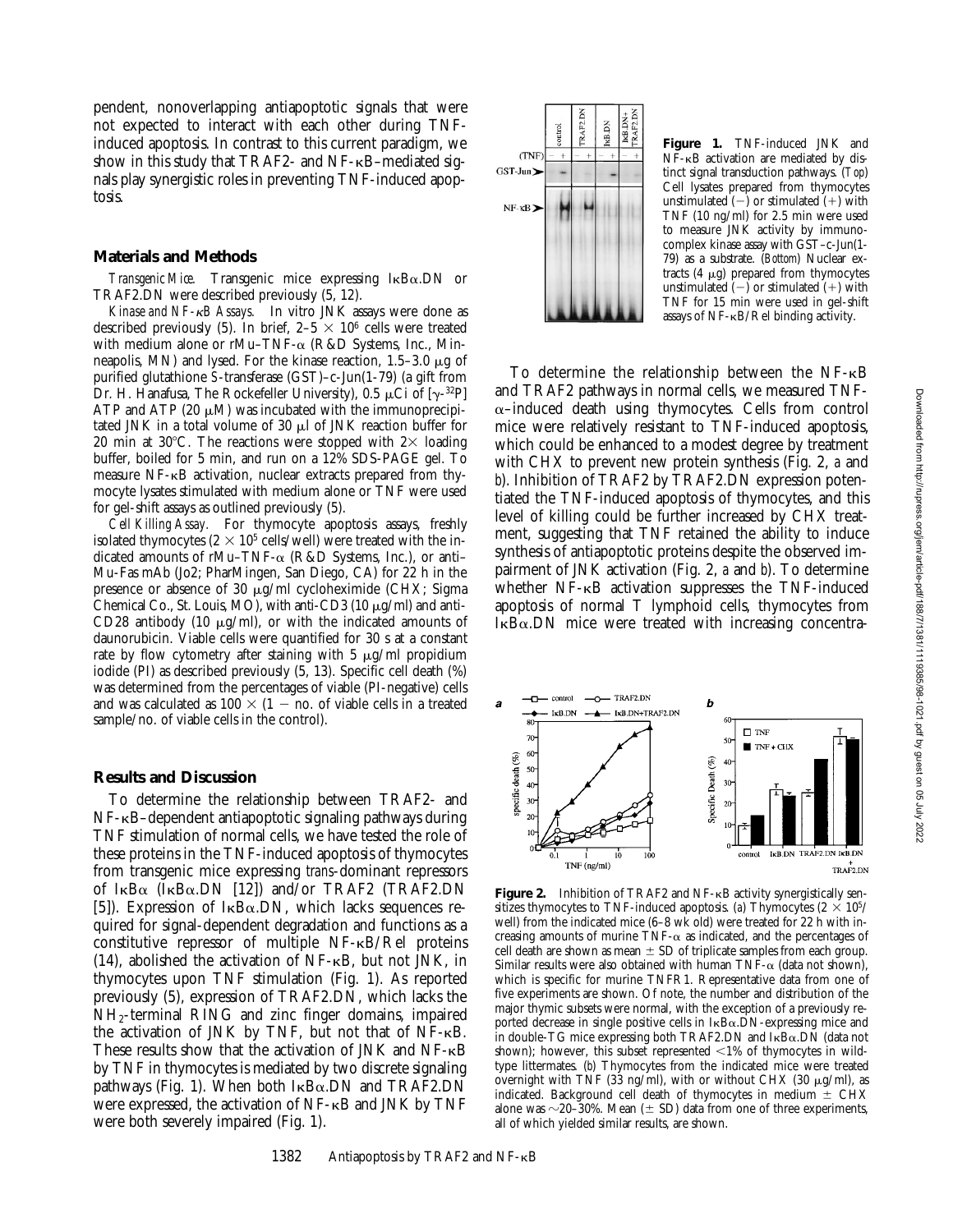pendent, nonoverlapping antiapoptotic signals that were not expected to interact with each other during TNF-induced apoptosis. In contrast to this current paradigm, we show in this study that TRAF2- and NF-κB–mediated signals play synergistic roles in preventing TNF-induced apoptosis.

## Materials and Methods

*Transgenic Mice.* Transgenic mice expressing IκBα.DN or TRAF2.DN were described previously (5, 12).

*Kinase and NF-κB Assays.* In vitro JNK assays were done as described previously (5). In brief, 2–5 × $10^6$ cells were treated with medium alone or rMu–TNF-α (R&D Systems, Inc., Minneapolis, MN) and lysed. For the kinase reaction, 1.5–3.0 μg of purified glutathione *S*-transferase (GST)–c-Jun(1-79) (a gift from Dr. H. Hanafusa, The Rockefeller University), 0.5 μCi of [γ-$^{32}$P] ATP and ATP (20 μM) was incubated with the immunoprecipitated JNK in a total volume of 30 μl of JNK reaction buffer for 20 min at 30°C. The reactions were stopped with 2× loading buffer, boiled for 5 min, and run on a 12% SDS-PAGE gel. To measure NF-κB activation, nuclear extracts prepared from thymocyte lysates stimulated with medium alone or TNF were used for gel-shift assays as outlined previously (5).

*Cell Killing Assay.* For thymocyte apoptosis assays, freshly isolated thymocytes (2 × $10^5$ cells/well) were treated with the indicated amounts of rMu–TNF-α (R&D Systems, Inc.), or anti–Mu-Fas mAb (Jo2; PharMingen, San Diego, CA) for 22 h in the presence or absence of 30 μg/ml cycloheximide (CHX; Sigma Chemical Co., St. Louis, MO), with anti-CD3 (10 μg/ml) and anti-CD28 antibody (10 μg/ml), or with the indicated amounts of daunorubicin. Viable cells were quantified for 30 s at a constant rate by flow cytometry after staining with 5 μg/ml propidium iodide (PI) as described previously (5, 13). Specific cell death (%) was determined from the percentages of viable (PI-negative) cells and was calculated as 100 × (1 − no. of viable cells in a treated sample/no. of viable cells in the control).

## Results and Discussion

To determine the relationship between TRAF2- and NF-κB–dependent antiapoptotic signaling pathways during TNF stimulation of normal cells, we have tested the role of these proteins in the TNF-induced apoptosis of thymocytes from transgenic mice expressing *trans*-dominant repressors of IκBα (IκBα.DN [12]) and/or TRAF2 (TRAF2.DN [5]). Expression of IκBα.DN, which lacks sequences required for signal-dependent degradation and functions as a constitutive repressor of multiple NF-κB/Rel proteins (14), abolished the activation of NF-κB, but not JNK, in thymocytes upon TNF stimulation (Fig. 1). As reported previously (5), expression of TRAF2.DN, which lacks the $NH_2$-terminal RING and zinc finger domains, impaired the activation of JNK by TNF, but not that of NF-κB. These results show that the activation of JNK and NF-κB by TNF in thymocytes is mediated by two discrete signaling pathways (Fig. 1). When both IκBα.DN and TRAF2.DN were expressed, the activation of NF-κB and JNK by TNF were both severely impaired (Fig. 1).

**Figure 1.** TNF-induced JNK and NF-κB activation are mediated by distinct signal transduction pathways. (*Top*) Cell lysates prepared from thymocytes unstimulated (−) or stimulated (+) with TNF (10 ng/ml) for 2.5 min were used to measure JNK activity by immunocomplex kinase assay with GST–c-Jun(1-79) as a substrate. (*Bottom*) Nuclear extracts (4 μg) prepared from thymocytes unstimulated (−) or stimulated (+) with TNF for 15 min were used in gel-shift assays of NF-κB/Rel binding activity.

To determine the relationship between the NF-κB and TRAF2 pathways in normal cells, we measured TNF-α–induced death using thymocytes. Cells from control mice were relatively resistant to TNF-induced apoptosis, which could be enhanced to a modest degree by treatment with CHX to prevent new protein synthesis (Fig. 2, *a* and *b*). Inhibition of TRAF2 by TRAF2.DN expression potentiated the TNF-induced apoptosis of thymocytes, and this level of killing could be further increased by CHX treatment, suggesting that TNF retained the ability to induce synthesis of antiapoptotic proteins despite the observed impairment of JNK activation (Fig. 2, *a* and *b*). To determine whether NF-κB activation suppresses the TNF-induced apoptosis of normal T lymphoid cells, thymocytes from IκBα.DN mice were treated with increasing concentra-

**Figure 2.** Inhibition of TRAF2 and NF-κB activity synergistically sensitizes thymocytes to TNF-induced apoptosis. (*a*) Thymocytes (2 × $10^5$/well) from the indicated mice (6–8 wk old) were treated for 22 h with increasing amounts of murine TNF-α as indicated, and the percentages of cell death are shown as mean ± SD of triplicate samples from each group. Similar results were also obtained with human TNF-α (data not shown), which is specific for murine TNFR1. Representative data from one of five experiments are shown. Of note, the number and distribution of the major thymic subsets were normal, with the exception of a previously reported decrease in single positive cells in IκBα.DN-expressing mice and in double-TG mice expressing both TRAF2.DN and IκBα.DN (data not shown); however, this subset represented <1% of thymocytes in wild-type littermates. (*b*) Thymocytes from the indicated mice were treated overnight with TNF (33 ng/ml), with or without CHX (30 μg/ml), as indicated. Background cell death of thymocytes in medium ± CHX alone was ~20–30%. Mean (± SD) data from one of three experiments, all of which yielded similar results, are shown.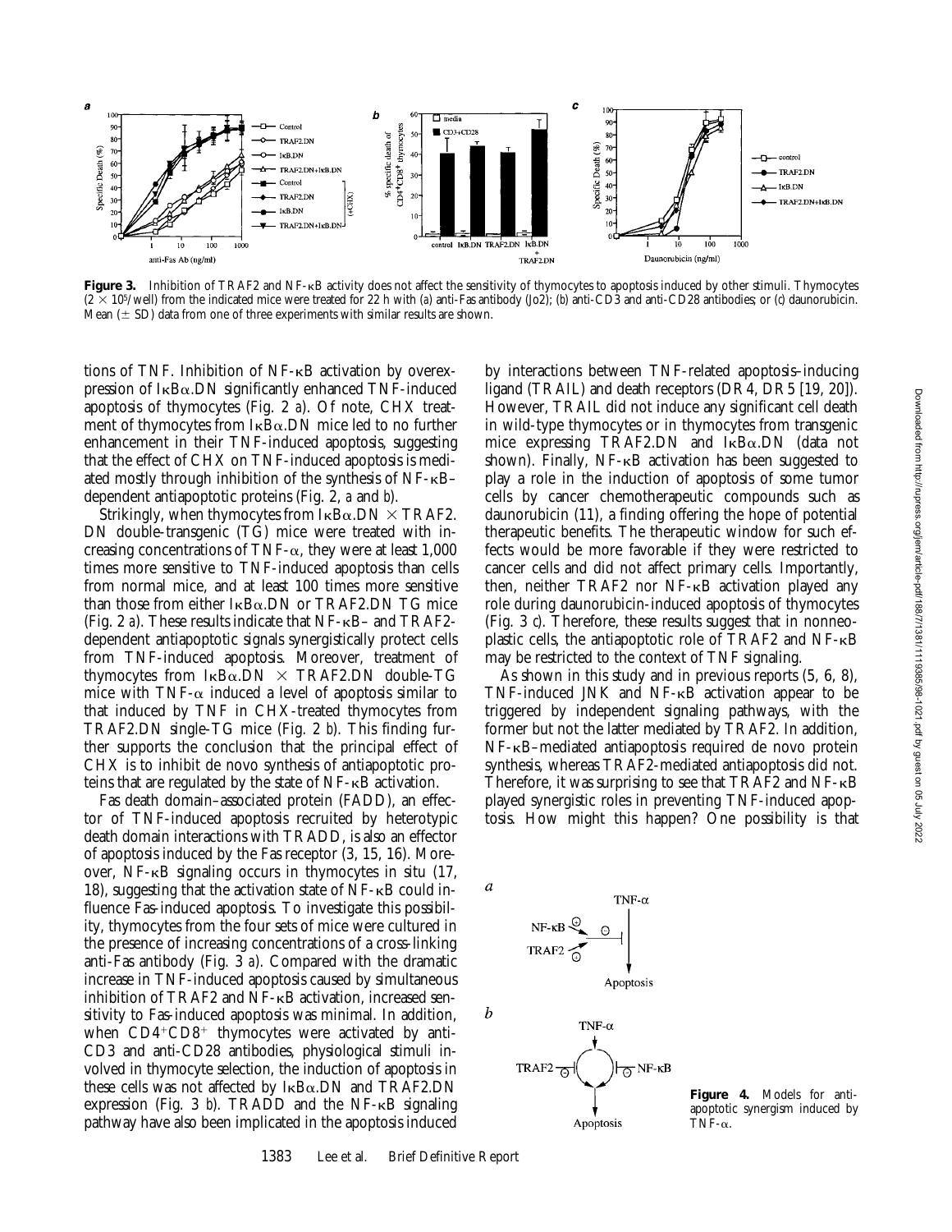**Figure 3.** Inhibition of TRAF2 and NF-κB activity does not affect the sensitivity of thymocytes to apoptosis induced by other stimuli. Thymocytes ($2 \times 10^5$/well) from the indicated mice were treated for 22 h with (*a*) anti-Fas antibody (Jo2); (*b*) anti-CD3 and anti-CD28 antibodies; or (*c*) daunorubicin. Mean (± SD) data from one of three experiments with similar results are shown.

tions of TNF. Inhibition of NF-κB activation by overexpression of IκBα.DN significantly enhanced TNF-induced apoptosis of thymocytes (Fig. 2 *a*). Of note, CHX treatment of thymocytes from IκBα.DN mice led to no further enhancement in their TNF-induced apoptosis, suggesting that the effect of CHX on TNF-induced apoptosis is mediated mostly through inhibition of the synthesis of NF-κB–dependent antiapoptotic proteins (Fig. 2, *a* and *b*).

Strikingly, when thymocytes from IκBα.DN × TRAF2.DN double-transgenic (TG) mice were treated with increasing concentrations of TNF-α, they were at least 1,000 times more sensitive to TNF-induced apoptosis than cells from normal mice, and at least 100 times more sensitive than those from either IκBα.DN or TRAF2.DN TG mice (Fig. 2 *a*). These results indicate that NF-κB– and TRAF2-dependent antiapoptotic signals synergistically protect cells from TNF-induced apoptosis. Moreover, treatment of thymocytes from IκBα.DN × TRAF2.DN double-TG mice with TNF-α induced a level of apoptosis similar to that induced by TNF in CHX-treated thymocytes from TRAF2.DN single-TG mice (Fig. 2 *b*). This finding further supports the conclusion that the principal effect of CHX is to inhibit de novo synthesis of antiapoptotic proteins that are regulated by the state of NF-κB activation.

Fas death domain–associated protein (FADD), an effector of TNF-induced apoptosis recruited by heterotypic death domain interactions with TRADD, is also an effector of apoptosis induced by the Fas receptor (3, 15, 16). Moreover, NF-κB signaling occurs in thymocytes in situ (17, 18), suggesting that the activation state of NF-κB could influence Fas-induced apoptosis. To investigate this possibility, thymocytes from the four sets of mice were cultured in the presence of increasing concentrations of a cross-linking anti-Fas antibody (Fig. 3 *a*). Compared with the dramatic increase in TNF-induced apoptosis caused by simultaneous inhibition of TRAF2 and NF-κB activation, increased sensitivity to Fas-induced apoptosis was minimal. In addition, when CD4+CD8+ thymocytes were activated by anti-CD3 and anti-CD28 antibodies, physiological stimuli involved in thymocyte selection, the induction of apoptosis in these cells was not affected by IκBα.DN and TRAF2.DN expression (Fig. 3 *b*). TRADD and the NF-κB signaling pathway have also been implicated in the apoptosis induced by interactions between TNF-related apoptosis–inducing ligand (TRAIL) and death receptors (DR4, DR5 [19, 20]). However, TRAIL did not induce any significant cell death in wild-type thymocytes or in thymocytes from transgenic mice expressing TRAF2.DN and IκBα.DN (data not shown). Finally, NF-κB activation has been suggested to play a role in the induction of apoptosis of some tumor cells by cancer chemotherapeutic compounds such as daunorubicin (11), a finding offering the hope of potential therapeutic benefits. The therapeutic window for such effects would be more favorable if they were restricted to cancer cells and did not affect primary cells. Importantly, then, neither TRAF2 nor NF-κB activation played any role during daunorubicin-induced apoptosis of thymocytes (Fig. 3 *c*). Therefore, these results suggest that in nonneoplastic cells, the antiapoptotic role of TRAF2 and NF-κB may be restricted to the context of TNF signaling.

As shown in this study and in previous reports (5, 6, 8), TNF-induced JNK and NF-κB activation appear to be triggered by independent signaling pathways, with the former but not the latter mediated by TRAF2. In addition, NF-κB–mediated antiapoptosis required de novo protein synthesis, whereas TRAF2-mediated antiapoptosis did not. Therefore, it was surprising to see that TRAF2 and NF-κB played synergistic roles in preventing TNF-induced apoptosis. How might this happen? One possibility is that

**Figure 4.** Models for antiapoptotic synergism induced by TNF-α.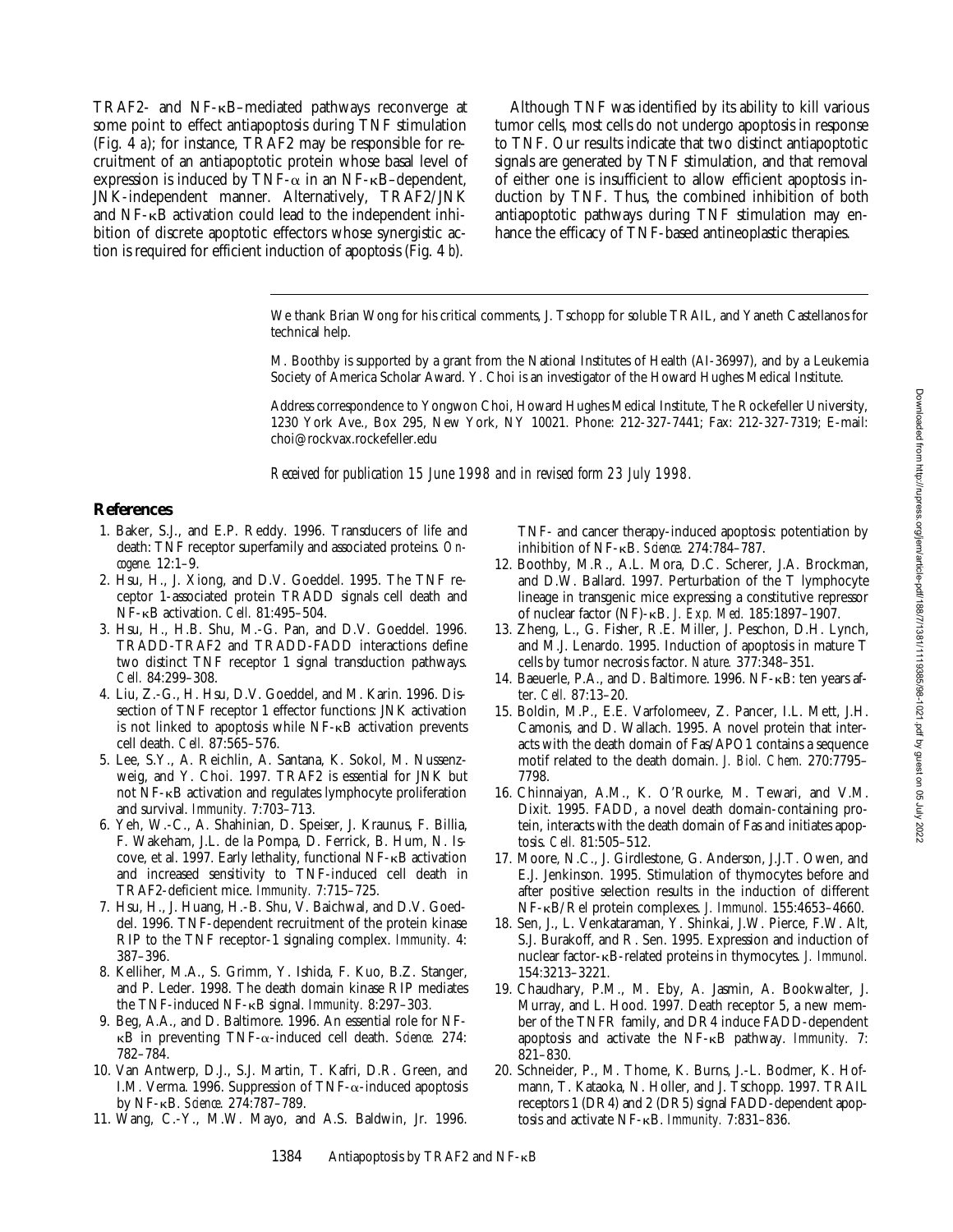TRAF2- and NF-κB–mediated pathways reconverge at some point to effect antiapoptosis during TNF stimulation (Fig. 4 *a*); for instance, TRAF2 may be responsible for recruitment of an antiapoptotic protein whose basal level of expression is induced by TNF-α in an NF-κB–dependent, JNK-independent manner. Alternatively, TRAF2/JNK and NF-κB activation could lead to the independent inhibition of discrete apoptotic effectors whose synergistic action is required for efficient induction of apoptosis (Fig. 4 *b*).

Although TNF was identified by its ability to kill various tumor cells, most cells do not undergo apoptosis in response to TNF. Our results indicate that two distinct antiapoptotic signals are generated by TNF stimulation, and that removal of either one is insufficient to allow efficient apoptosis induction by TNF. Thus, the combined inhibition of both antiapoptotic pathways during TNF stimulation may enhance the efficacy of TNF-based antineoplastic therapies.

We thank Brian Wong for his critical comments, J. Tschopp for soluble TRAIL, and Yaneth Castellanos for technical help.

M. Boothby is supported by a grant from the National Institutes of Health (AI-36997), and by a Leukemia Society of America Scholar Award. Y. Choi is an investigator of the Howard Hughes Medical Institute.

Address correspondence to Yongwon Choi, Howard Hughes Medical Institute, The Rockefeller University, 1230 York Ave., Box 295, New York, NY 10021. Phone: 212-327-7441; Fax: 212-327-7319; E-mail: choi@rockvax.rockefeller.edu

*Received for publication 15 June 1998 and in revised form 23 July 1998.*

## References

1. Baker, S.J., and E.P. Reddy. 1996. Transducers of life and death: TNF receptor superfamily and associated proteins. *Oncogene.* 12:1–9.
2. Hsu, H., J. Xiong, and D.V. Goeddel. 1995. The TNF receptor 1-associated protein TRADD signals cell death and NF-κB activation. *Cell.* 81:495–504.
3. Hsu, H., H.B. Shu, M.-G. Pan, and D.V. Goeddel. 1996. TRADD-TRAF2 and TRADD-FADD interactions define two distinct TNF receptor 1 signal transduction pathways. *Cell.* 84:299–308.
4. Liu, Z.-G., H. Hsu, D.V. Goeddel, and M. Karin. 1996. Dissection of TNF receptor 1 effector functions: JNK activation is not linked to apoptosis while NF-κB activation prevents cell death. *Cell.* 87:565–576.
5. Lee, S.Y., A. Reichlin, A. Santana, K. Sokol, M. Nussenzweig, and Y. Choi. 1997. TRAF2 is essential for JNK but not NF-κB activation and regulates lymphocyte proliferation and survival. *Immunity.* 7:703–713.
6. Yeh, W.-C., A. Shahinian, D. Speiser, J. Kraunus, F. Billia, F. Wakeham, J.L. de la Pompa, D. Ferrick, B. Hum, N. Iscove, et al. 1997. Early lethality, functional NF-κB activation and increased sensitivity to TNF-induced cell death in TRAF2-deficient mice. *Immunity.* 7:715–725.
7. Hsu, H., J. Huang, H.-B. Shu, V. Baichwal, and D.V. Goeddel. 1996. TNF-dependent recruitment of the protein kinase RIP to the TNF receptor-1 signaling complex. *Immunity.* 4: 387–396.
8. Kelliher, M.A., S. Grimm, Y. Ishida, F. Kuo, B.Z. Stanger, and P. Leder. 1998. The death domain kinase RIP mediates the TNF-induced NF-κB signal. *Immunity.* 8:297–303.
9. Beg, A.A., and D. Baltimore. 1996. An essential role for NF-κB in preventing TNF-α-induced cell death. *Science.* 274: 782–784.
10. Van Antwerp, D.J., S.J. Martin, T. Kafri, D.R. Green, and I.M. Verma. 1996. Suppression of TNF-α-induced apoptosis by NF-κB. *Science.* 274:787–789.
11. Wang, C.-Y., M.W. Mayo, and A.S. Baldwin, Jr. 1996. TNF- and cancer therapy-induced apoptosis: potentiation by inhibition of NF-κB. *Science.* 274:784–787.
12. Boothby, M.R., A.L. Mora, D.C. Scherer, J.A. Brockman, and D.W. Ballard. 1997. Perturbation of the T lymphocyte lineage in transgenic mice expressing a constitutive repressor of nuclear factor (NF)-κB. *J. Exp. Med.* 185:1897–1907.
13. Zheng, L., G. Fisher, R.E. Miller, J. Peschon, D.H. Lynch, and M.J. Lenardo. 1995. Induction of apoptosis in mature T cells by tumor necrosis factor. *Nature.* 377:348–351.
14. Baeuerle, P.A., and D. Baltimore. 1996. NF-κB: ten years after. *Cell.* 87:13–20.
15. Boldin, M.P., E.E. Varfolomeev, Z. Pancer, I.L. Mett, J.H. Camonis, and D. Wallach. 1995. A novel protein that interacts with the death domain of Fas/APO1 contains a sequence motif related to the death domain. *J. Biol. Chem.* 270:7795–7798.
16. Chinnaiyan, A.M., K. O'Rourke, M. Tewari, and V.M. Dixit. 1995. FADD, a novel death domain-containing protein, interacts with the death domain of Fas and initiates apoptosis. *Cell.* 81:505–512.
17. Moore, N.C., J. Girdlestone, G. Anderson, J.J.T. Owen, and E.J. Jenkinson. 1995. Stimulation of thymocytes before and after positive selection results in the induction of different NF-κB/Rel protein complexes. *J. Immunol.* 155:4653–4660.
18. Sen, J., L. Venkataraman, Y. Shinkai, J.W. Pierce, F.W. Alt, S.J. Burakoff, and R. Sen. 1995. Expression and induction of nuclear factor-κB-related proteins in thymocytes. *J. Immunol.* 154:3213–3221.
19. Chaudhary, P.M., M. Eby, A. Jasmin, A. Bookwalter, J. Murray, and L. Hood. 1997. Death receptor 5, a new member of the TNFR family, and DR4 induce FADD-dependent apoptosis and activate the NF-κB pathway. *Immunity.* 7: 821–830.
20. Schneider, P., M. Thome, K. Burns, J.-L. Bodmer, K. Hofmann, T. Kataoka, N. Holler, and J. Tschopp. 1997. TRAIL receptors 1 (DR4) and 2 (DR5) signal FADD-dependent apoptosis and activate NF-κB. *Immunity.* 7:831–836.